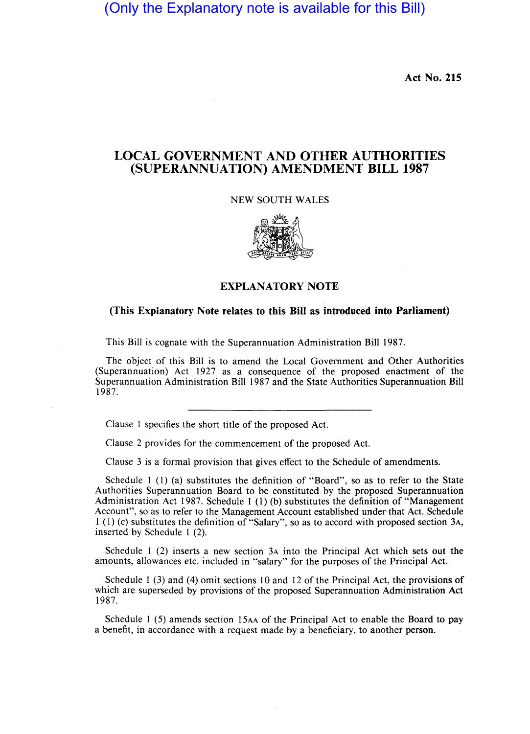(Only the Explanatory note is available for this Bill)

**Act No. 215**

# LOCAL GOVERNMENT AND OTHER AUTHORITIES (SUPERANNUATION) AMENDMENT BILL 1987

NEW SOUTH WALES

## EXPLANATORY NOTE

**(This Explanatory Note relates to this Bill as introduced into Parliament)**

This Bill is cognate with the Superannuation Administration Bill 1987.

The object of this Bill is to amend the Local Government and Other Authorities (Superannuation) Act 1927 as a consequence of the proposed enactment of the Superannuation Administration Bill 1987 and the State Authorities Superannuation Bill 1987.

---

Clause 1 specifies the short title of the proposed Act.

Clause 2 provides for the commencement of the proposed Act.

Clause 3 is a formal provision that gives effect to the Schedule of amendments.

Schedule 1 (1) (a) substitutes the definition of "Board", so as to refer to the State Authorities Superannuation Board to be constituted by the proposed Superannuation Administration Act 1987. Schedule 1 (1) (b) substitutes the definition of "Management Account", so as to refer to the Management Account established under that Act. Schedule 1 (1) (c) substitutes the definition of "Salary", so as to accord with proposed section 3A, inserted by Schedule 1 (2).

Schedule 1 (2) inserts a new section 3A into the Principal Act which sets out the amounts, allowances etc. included in "salary" for the purposes of the Principal Act.

Schedule 1 (3) and (4) omit sections 10 and 12 of the Principal Act, the provisions of which are superseded by provisions of the proposed Superannuation Administration Act 1987.

Schedule 1 (5) amends section 15AA of the Principal Act to enable the Board to pay a benefit, in accordance with a request made by a beneficiary, to another person.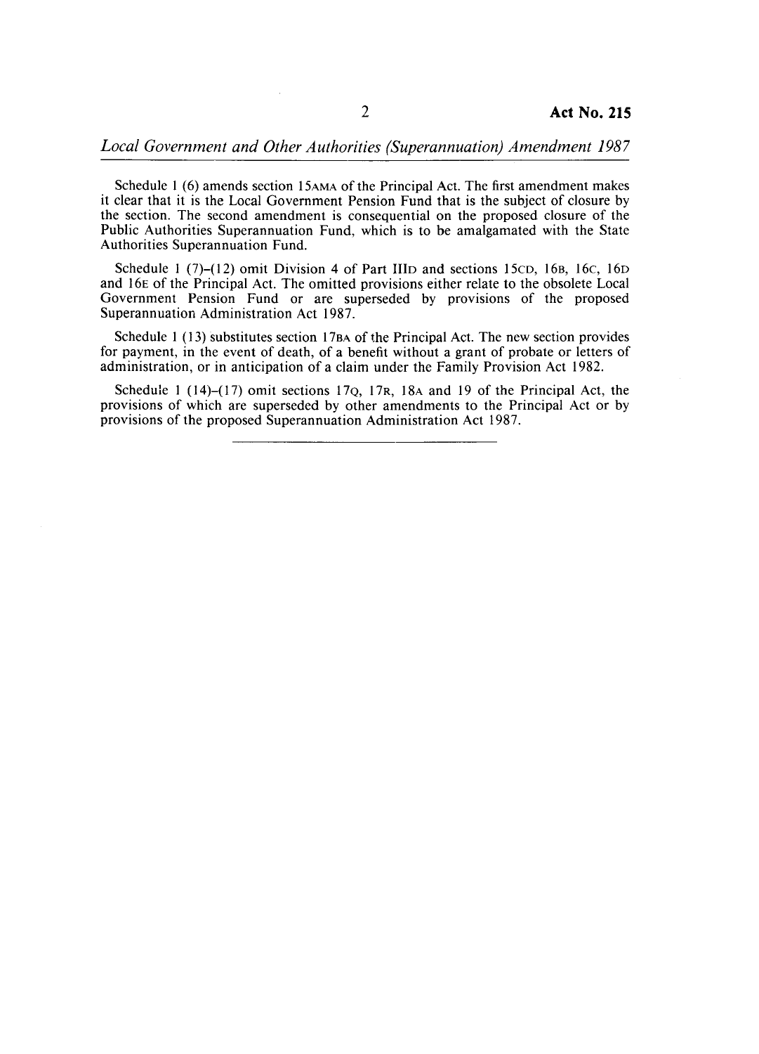Schedule 1 (6) amends section 15AMA of the Principal Act. The first amendment makes it clear that it is the Local Government Pension Fund that is the subject of closure by the section. The second amendment is consequential on the proposed closure of the Public Authorities Superannuation Fund, which is to be amalgamated with the State Authorities Superannuation Fund.

Schedule 1 (7)–(12) omit Division 4 of Part IIID and sections 15CD, 16B, 16C, 16D and 16E of the Principal Act. The omitted provisions either relate to the obsolete Local Government Pension Fund or are superseded by provisions of the proposed Superannuation Administration Act 1987.

Schedule 1 (13) substitutes section 17BA of the Principal Act. The new section provides for payment, in the event of death, of a benefit without a grant of probate or letters of administration, or in anticipation of a claim under the Family Provision Act 1982.

Schedule 1 (14)–(17) omit sections 17Q, 17R, 18A and 19 of the Principal Act, the provisions of which are superseded by other amendments to the Principal Act or by provisions of the proposed Superannuation Administration Act 1987.